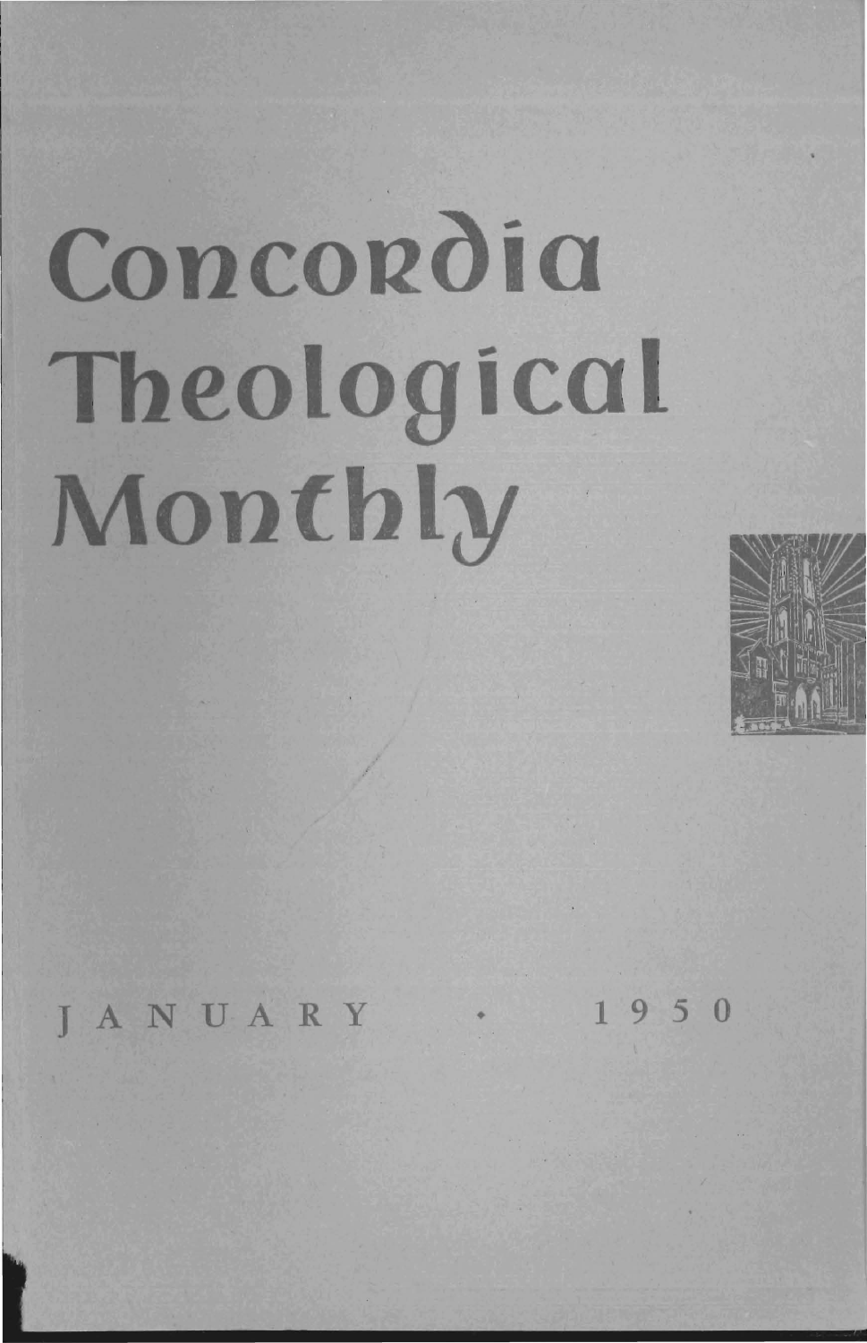# Concordia Theological Monthly

JANUARY · 1950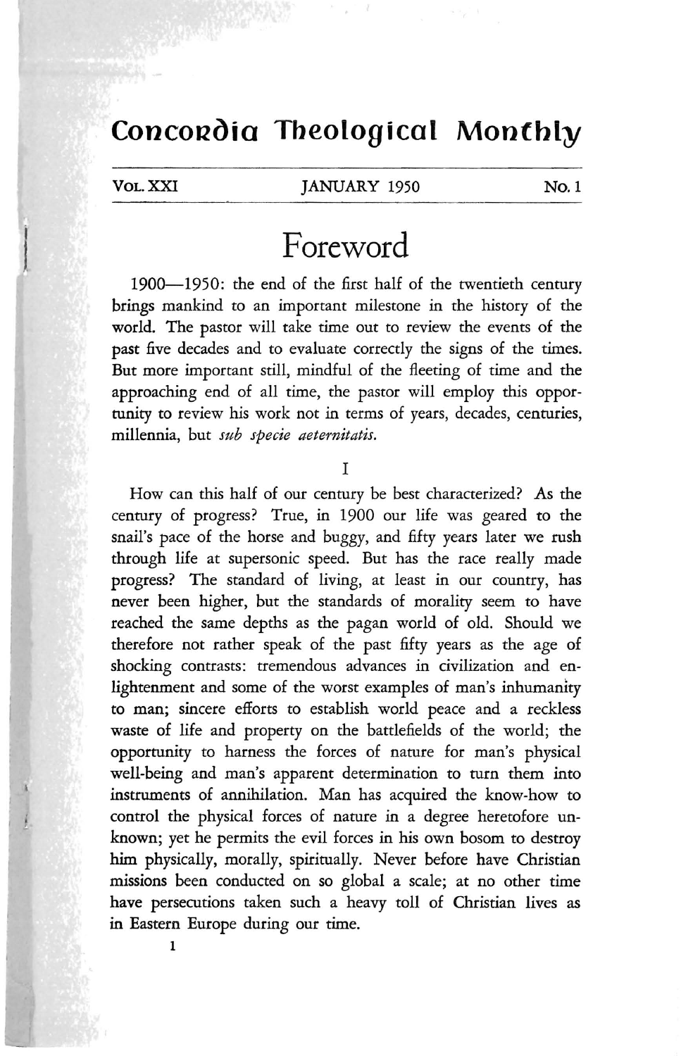# Concordia Theological Monthly

VOL. XXI — JANUARY 1950 — No. 1

## Foreword

1900—1950: the end of the first half of the twentieth century brings mankind to an important milestone in the history of the world. The pastor will take time out to review the events of the past five decades and to evaluate correctly the signs of the times. But more important still, mindful of the fleeting of time and the approaching end of all time, the pastor will employ this opportunity to review his work not in terms of years, decades, centuries, millennia, but *sub specie aeternitatis.*

### I

How can this half of our century be best characterized? As the century of progress? True, in 1900 our life was geared to the snail's pace of the horse and buggy, and fifty years later we rush through life at supersonic speed. But has the race really made progress? The standard of living, at least in our country, has never been higher, but the standards of morality seem to have reached the same depths as the pagan world of old. Should we therefore not rather speak of the past fifty years as the age of shocking contrasts: tremendous advances in civilization and enlightenment and some of the worst examples of man's inhumanity to man; sincere efforts to establish world peace and a reckless waste of life and property on the battlefields of the world; the opportunity to harness the forces of nature for man's physical well-being and man's apparent determination to turn them into instruments of annihilation. Man has acquired the know-how to control the physical forces of nature in a degree heretofore unknown; yet he permits the evil forces in his own bosom to destroy him physically, morally, spiritually. Never before have Christian missions been conducted on so global a scale; at no other time have persecutions taken such a heavy toll of Christian lives as in Eastern Europe during our time.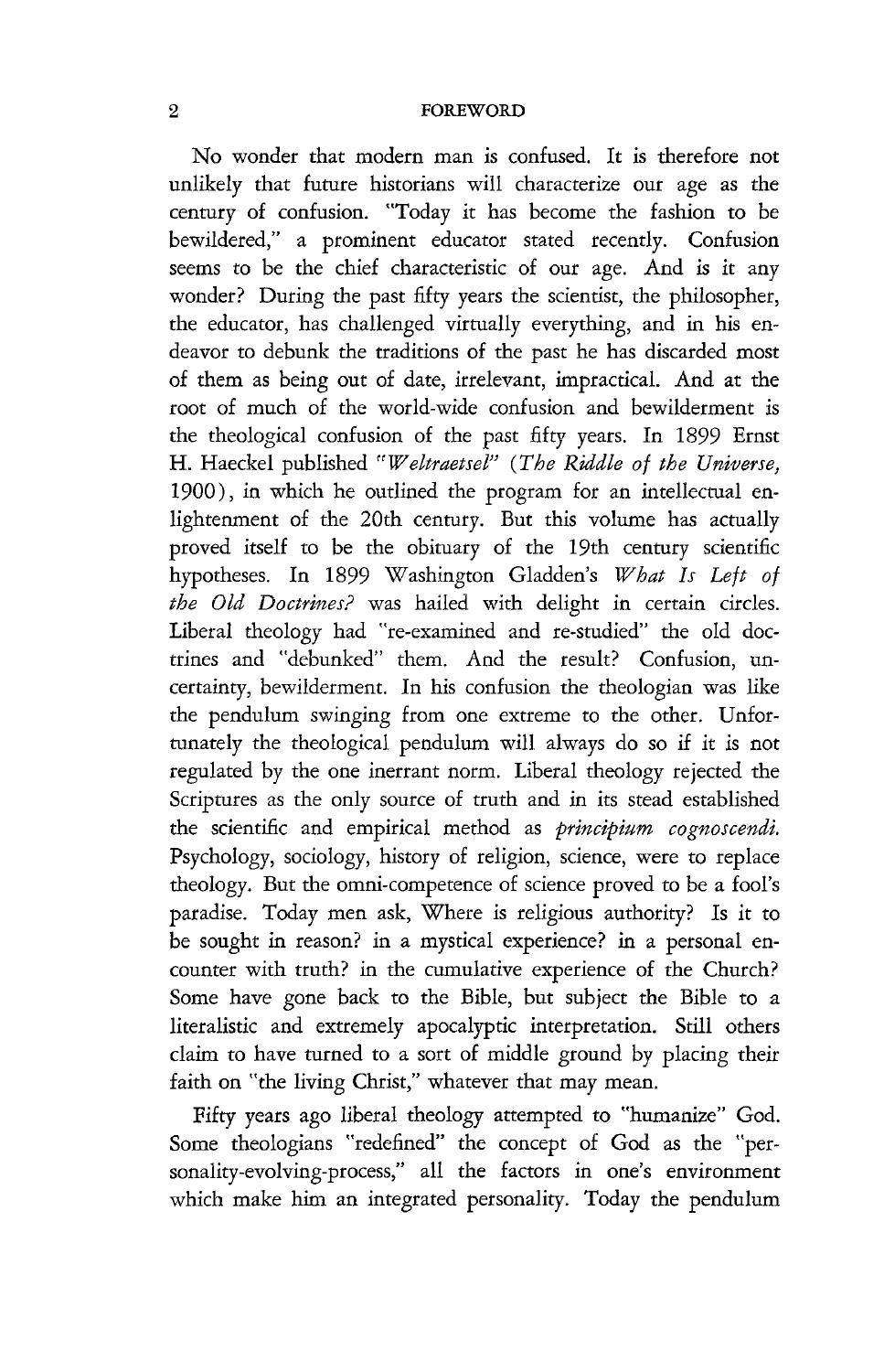No wonder that modern man is confused. It is therefore not unlikely that future historians will characterize our age as the century of confusion. "Today it has become the fashion to be bewildered," a prominent educator stated recently. Confusion seems to be the chief characteristic of our age. And is it any wonder? During the past fifty years the scientist, the philosopher, the educator, has challenged virtually everything, and in his endeavor to debunk the traditions of the past he has discarded most of them as being out of date, irrelevant, impractical. And at the root of much of the world-wide confusion and bewilderment is the theological confusion of the past fifty years. In 1899 Ernst H. Haeckel published *"Weltraetsel"* (*The Riddle of the Universe*, 1900), in which he outlined the program for an intellectual enlightenment of the 20th century. But this volume has actually proved itself to be the obituary of the 19th century scientific hypotheses. In 1899 Washington Gladden's *What Is Left of the Old Doctrines?* was hailed with delight in certain circles. Liberal theology had "re-examined and re-studied" the old doctrines and "debunked" them. And the result? Confusion, uncertainty, bewilderment. In his confusion the theologian was like the pendulum swinging from one extreme to the other. Unfortunately the theological pendulum will always do so if it is not regulated by the one inerrant norm. Liberal theology rejected the Scriptures as the only source of truth and in its stead established the scientific and empirical method as *principium cognoscendi.* Psychology, sociology, history of religion, science, were to replace theology. But the omni-competence of science proved to be a fool's paradise. Today men ask, Where is religious authority? Is it to be sought in reason? in a mystical experience? in a personal encounter with truth? in the cumulative experience of the Church? Some have gone back to the Bible, but subject the Bible to a literalistic and extremely apocalyptic interpretation. Still others claim to have turned to a sort of middle ground by placing their faith on "the living Christ," whatever that may mean.

Fifty years ago liberal theology attempted to "humanize" God. Some theologians "redefined" the concept of God as the "personality-evolving-process," all the factors in one's environment which make him an integrated personality. Today the pendulum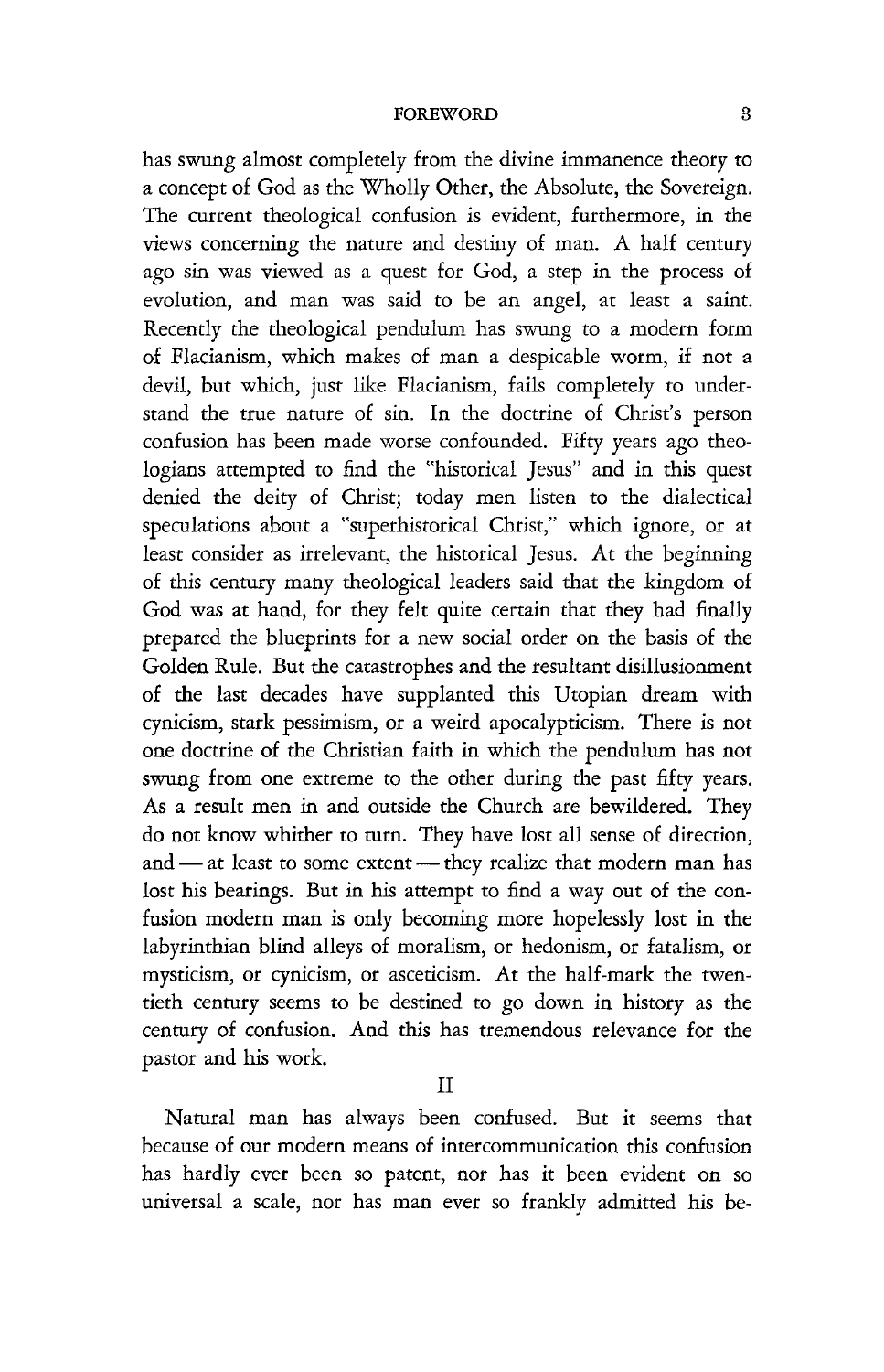has swung almost completely from the divine immanence theory to a concept of God as the Wholly Other, the Absolute, the Sovereign. The current theological confusion is evident, furthermore, in the views concerning the nature and destiny of man. A half century ago sin was viewed as a quest for God, a step in the process of evolution, and man was said to be an angel, at least a saint. Recently the theological pendulum has swung to a modern form of Flacianism, which makes of man a despicable worm, if not a devil, but which, just like Flacianism, fails completely to understand the true nature of sin. In the doctrine of Christ's person confusion has been made worse confounded. Fifty years ago theologians attempted to find the "historical Jesus" and in this quest denied the deity of Christ; today men listen to the dialectical speculations about a "superhistorical Christ," which ignore, or at least consider as irrelevant, the historical Jesus. At the beginning of this century many theological leaders said that the kingdom of God was at hand, for they felt quite certain that they had finally prepared the blueprints for a new social order on the basis of the Golden Rule. But the catastrophes and the resultant disillusionment of the last decades have supplanted this Utopian dream with cynicism, stark pessimism, or a weird apocalypticism. There is not one doctrine of the Christian faith in which the pendulum has not swung from one extreme to the other during the past fifty years. As a result men in and outside the Church are bewildered. They do not know whither to turn. They have lost all sense of direction, and — at least to some extent — they realize that modern man has lost his bearings. But in his attempt to find a way out of the confusion modern man is only becoming more hopelessly lost in the labyrinthian blind alleys of moralism, or hedonism, or fatalism, or mysticism, or cynicism, or asceticism. At the half-mark the twentieth century seems to be destined to go down in history as the century of confusion. And this has tremendous relevance for the pastor and his work.

## II

Natural man has always been confused. But it seems that because of our modern means of intercommunication this confusion has hardly ever been so patent, nor has it been evident on so universal a scale, nor has man ever so frankly admitted his be-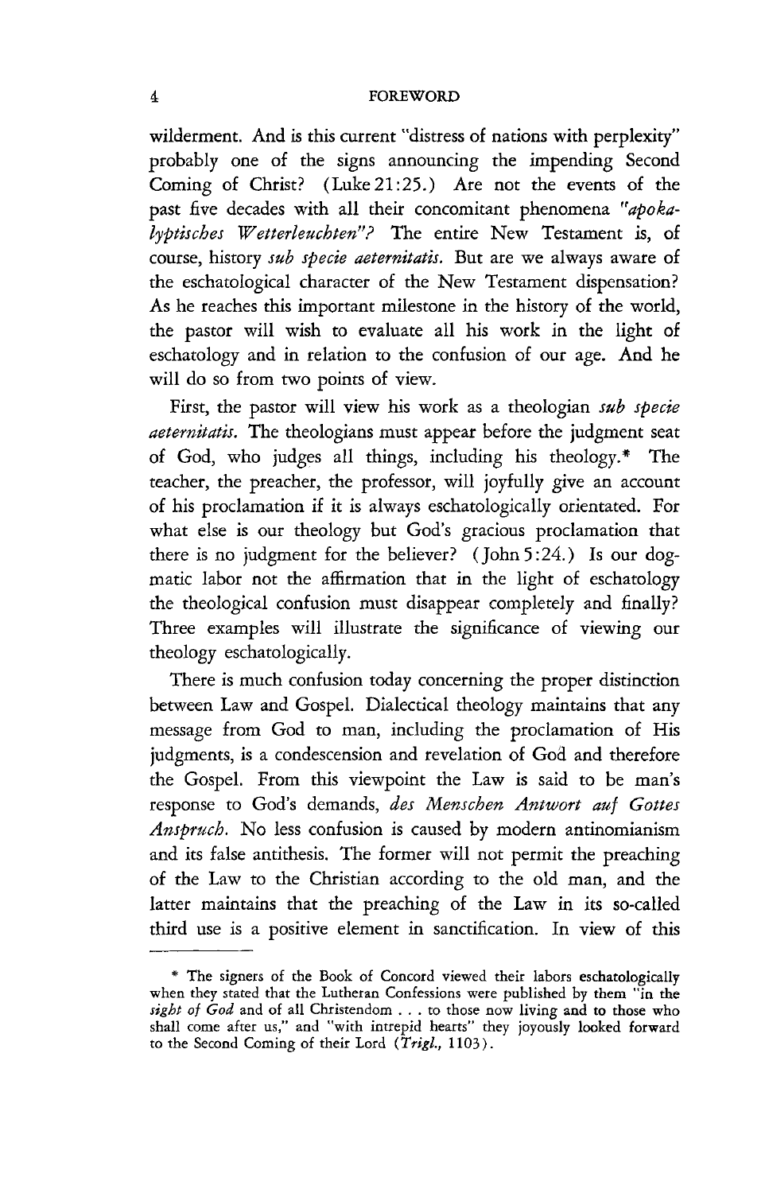wilderment. And is this current "distress of nations with perplexity" probably one of the signs announcing the impending Second Coming of Christ? (Luke 21:25.) Are not the events of the past five decades with all their concomitant phenomena *"apokalyptisches Wetterleuchten"?* The entire New Testament is, of course, history *sub specie aeternitatis.* But are we always aware of the eschatological character of the New Testament dispensation? As he reaches this important milestone in the history of the world, the pastor will wish to evaluate all his work in the light of eschatology and in relation to the confusion of our age. And he will do so from two points of view.

First, the pastor will view his work as a theologian *sub specie aeternitatis.* The theologians must appear before the judgment seat of God, who judges all things, including his theology.* The teacher, the preacher, the professor, will joyfully give an account of his proclamation if it is always eschatologically orientated. For what else is our theology but God's gracious proclamation that there is no judgment for the believer? (John 5:24.) Is our dogmatic labor not the affirmation that in the light of eschatology the theological confusion must disappear completely and finally? Three examples will illustrate the significance of viewing our theology eschatologically.

There is much confusion today concerning the proper distinction between Law and Gospel. Dialectical theology maintains that any message from God to man, including the proclamation of His judgments, is a condescension and revelation of God and therefore the Gospel. From this viewpoint the Law is said to be man's response to God's demands, *des Menschen Antwort auf Gottes Anspruch.* No less confusion is caused by modern antinomianism and its false antithesis. The former will not permit the preaching of the Law to the Christian according to the old man, and the latter maintains that the preaching of the Law in its so-called third use is a positive element in sanctification. In view of this

---

\* The signers of the Book of Concord viewed their labors eschatologically when they stated that the Lutheran Confessions were published by them "in the *sight of God* and of all Christendom . . . to those now living and to those who shall come after us," and "with intrepid hearts" they joyously looked forward to the Second Coming of their Lord (*Trigl.,* 1103).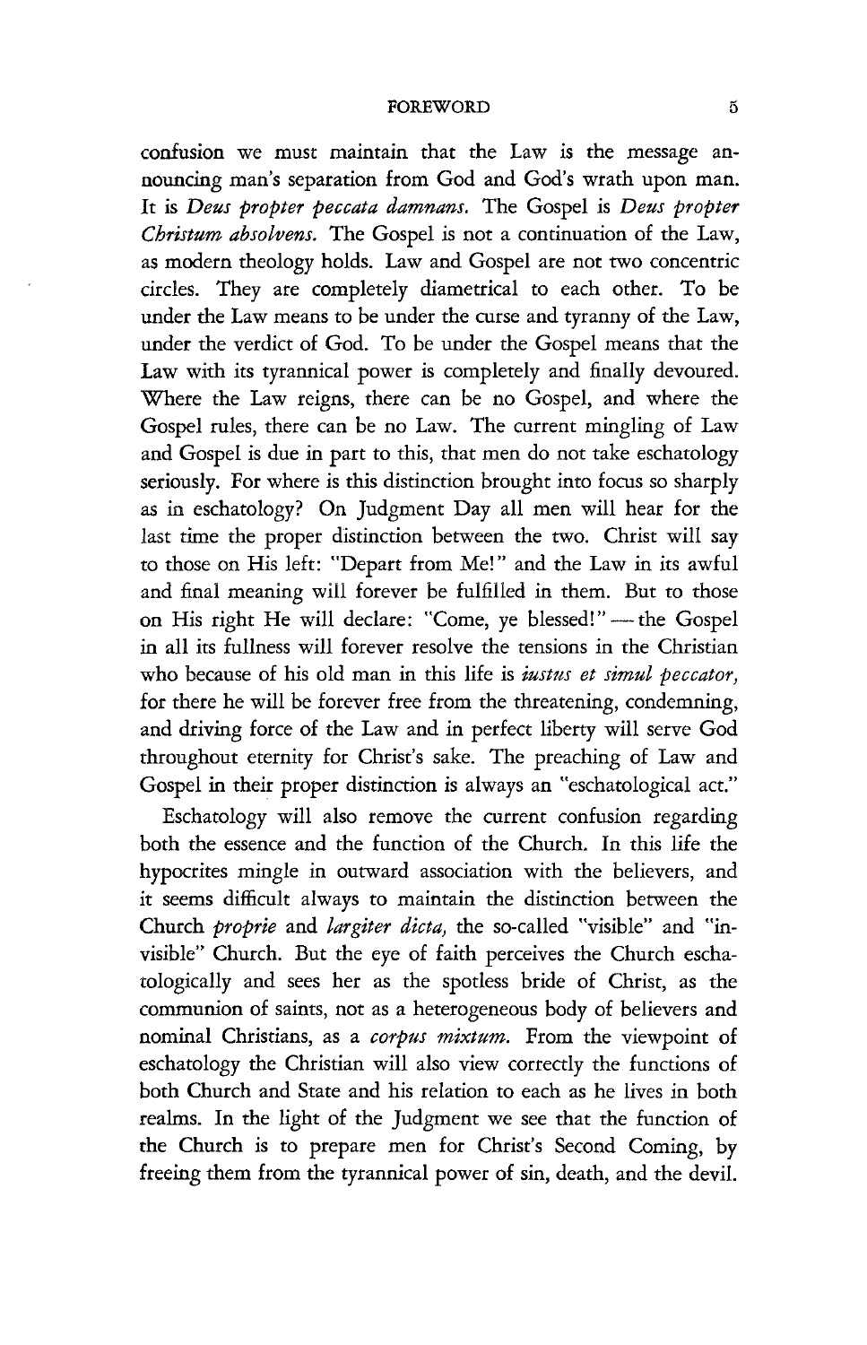confusion we must maintain that the Law is the message announcing man's separation from God and God's wrath upon man. It is *Deus propter peccata damnans*. The Gospel is *Deus propter Christum absolvens*. The Gospel is not a continuation of the Law, as modern theology holds. Law and Gospel are not two concentric circles. They are completely diametrical to each other. To be under the Law means to be under the curse and tyranny of the Law, under the verdict of God. To be under the Gospel means that the Law with its tyrannical power is completely and finally devoured. Where the Law reigns, there can be no Gospel, and where the Gospel rules, there can be no Law. The current mingling of Law and Gospel is due in part to this, that men do not take eschatology seriously. For where is this distinction brought into focus so sharply as in eschatology? On Judgment Day all men will hear for the last time the proper distinction between the two. Christ will say to those on His left: "Depart from Me!" and the Law in its awful and final meaning will forever be fulfilled in them. But to those on His right He will declare: "Come, ye blessed!" — the Gospel in all its fullness will forever resolve the tensions in the Christian who because of his old man in this life is *iustus et simul peccator*, for there he will be forever free from the threatening, condemning, and driving force of the Law and in perfect liberty will serve God throughout eternity for Christ's sake. The preaching of Law and Gospel in their proper distinction is always an "eschatological act."

Eschatology will also remove the current confusion regarding both the essence and the function of the Church. In this life the hypocrites mingle in outward association with the believers, and it seems difficult always to maintain the distinction between the Church *proprie* and *largiter dicta*, the so-called "visible" and "invisible" Church. But the eye of faith perceives the Church eschatologically and sees her as the spotless bride of Christ, as the communion of saints, not as a heterogeneous body of believers and nominal Christians, as a *corpus mixtum*. From the viewpoint of eschatology the Christian will also view correctly the functions of both Church and State and his relation to each as he lives in both realms. In the light of the Judgment we see that the function of the Church is to prepare men for Christ's Second Coming, by freeing them from the tyrannical power of sin, death, and the devil.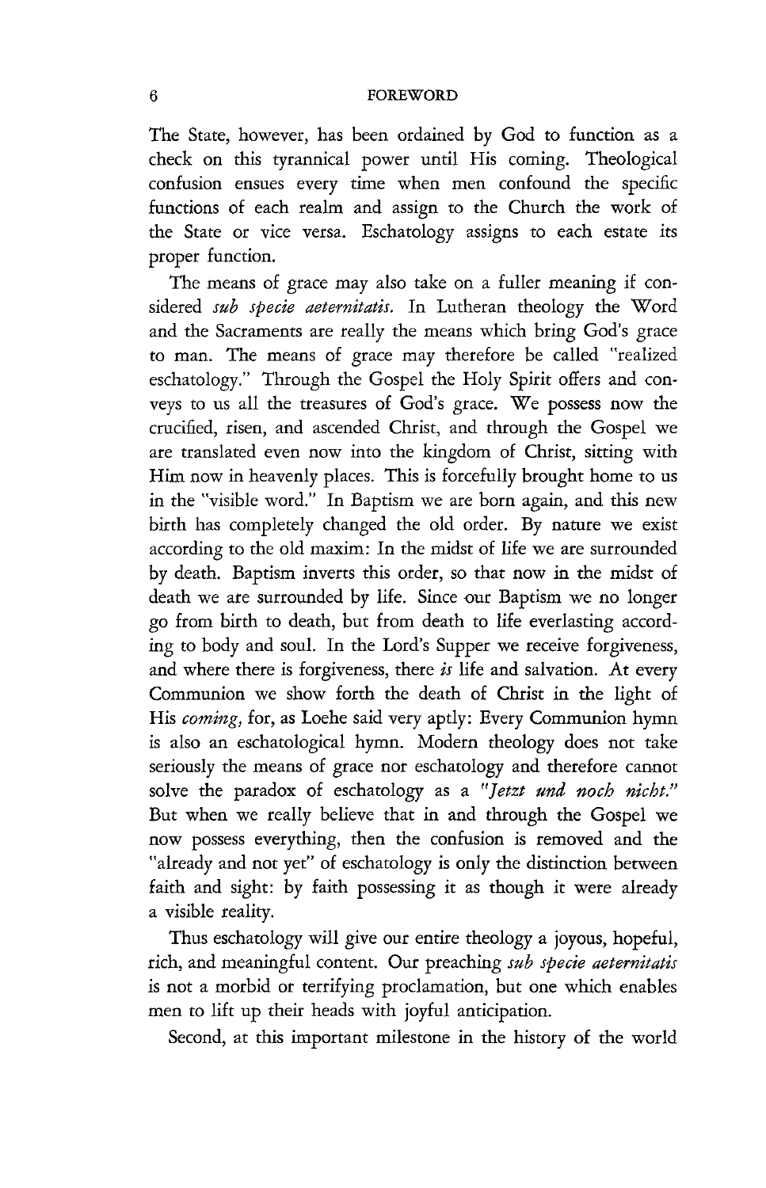The State, however, has been ordained by God to function as a check on this tyrannical power until His coming. Theological confusion ensues every time when men confound the specific functions of each realm and assign to the Church the work of the State or vice versa. Eschatology assigns to each estate its proper function.

The means of grace may also take on a fuller meaning if considered *sub specie aeternitatis.* In Lutheran theology the Word and the Sacraments are really the means which bring God's grace to man. The means of grace may therefore be called "realized eschatology." Through the Gospel the Holy Spirit offers and conveys to us all the treasures of God's grace. We possess now the crucified, risen, and ascended Christ, and through the Gospel we are translated even now into the kingdom of Christ, sitting with Him now in heavenly places. This is forcefully brought home to us in the "visible word." In Baptism we are born again, and this new birth has completely changed the old order. By nature we exist according to the old maxim: In the midst of life we are surrounded by death. Baptism inverts this order, so that now in the midst of death we are surrounded by life. Since our Baptism we no longer go from birth to death, but from death to life everlasting according to body and soul. In the Lord's Supper we receive forgiveness, and where there is forgiveness, there *is* life and salvation. At every Communion we show forth the death of Christ in the light of His *coming,* for, as Loehe said very aptly: Every Communion hymn is also an eschatological hymn. Modern theology does not take seriously the means of grace nor eschatology and therefore cannot solve the paradox of eschatology as a *"Jetzt und noch nicht."* But when we really believe that in and through the Gospel we now possess everything, then the confusion is removed and the "already and not yet" of eschatology is only the distinction between faith and sight: by faith possessing it as though it were already a visible reality.

Thus eschatology will give our entire theology a joyous, hopeful, rich, and meaningful content. Our preaching *sub specie aeternitatis* is not a morbid or terrifying proclamation, but one which enables men to lift up their heads with joyful anticipation.

Second, at this important milestone in the history of the world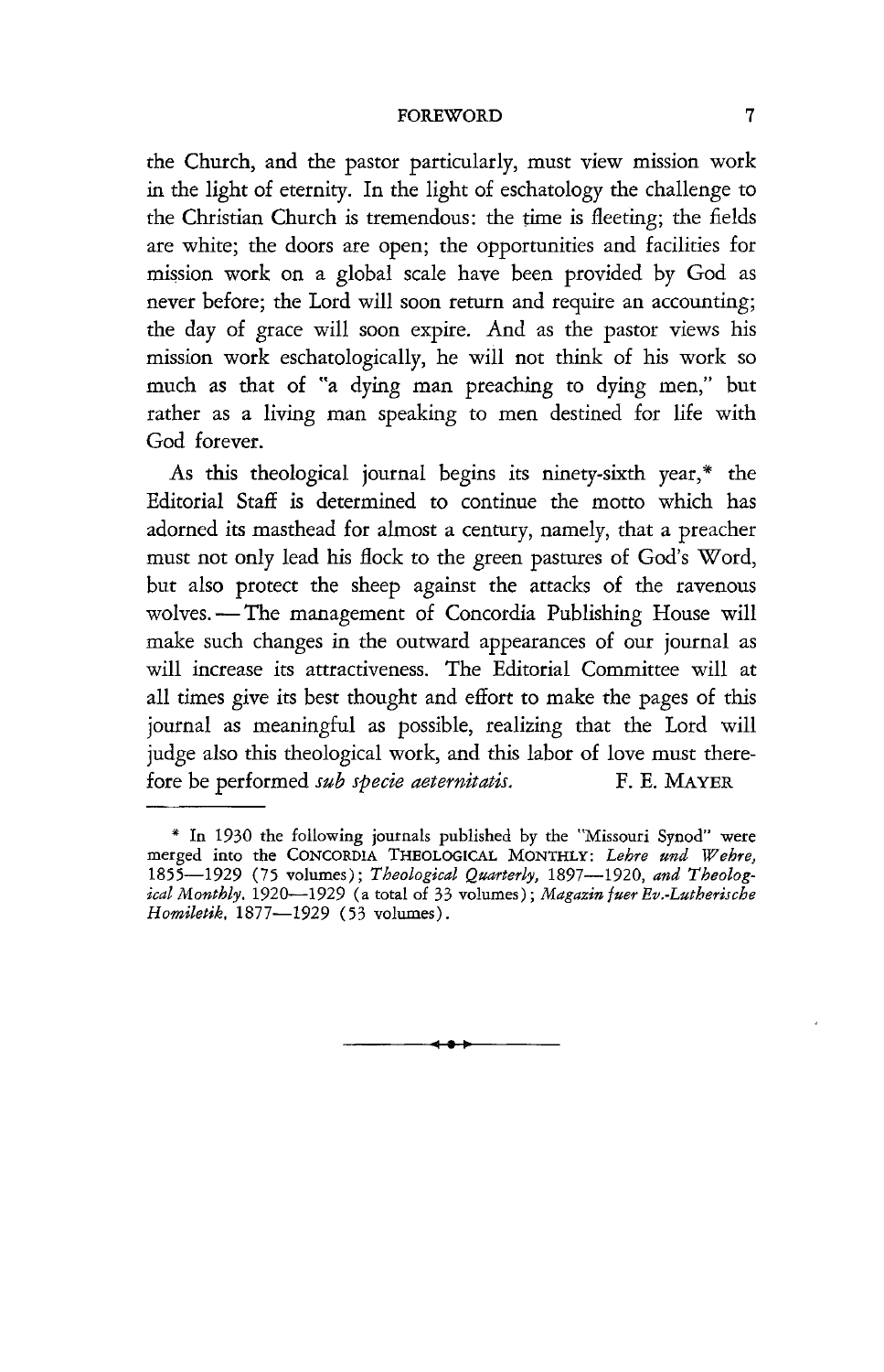the Church, and the pastor particularly, must view mission work in the light of eternity. In the light of eschatology the challenge to the Christian Church is tremendous: the time is fleeting; the fields are white; the doors are open; the opportunities and facilities for mission work on a global scale have been provided by God as never before; the Lord will soon return and require an accounting; the day of grace will soon expire. And as the pastor views his mission work eschatologically, he will not think of his work so much as that of "a dying man preaching to dying men," but rather as a living man speaking to men destined for life with God forever.

As this theological journal begins its ninety-sixth year,* the Editorial Staff is determined to continue the motto which has adorned its masthead for almost a century, namely, that a preacher must not only lead his flock to the green pastures of God's Word, but also protect the sheep against the attacks of the ravenous wolves. — The management of Concordia Publishing House will make such changes in the outward appearances of our journal as will increase its attractiveness. The Editorial Committee will at all times give its best thought and effort to make the pages of this journal as meaningful as possible, realizing that the Lord will judge also this theological work, and this labor of love must therefore be performed *sub specie aeternitatis.*

F. E. MAYER

---

* In 1930 the following journals published by the "Missouri Synod" were merged into the CONCORDIA THEOLOGICAL MONTHLY: *Lehre und Wehre,* 1855—1929 (75 volumes); *Theological Quarterly,* 1897—1920, *and Theological Monthly,* 1920—1929 (a total of 33 volumes); *Magazin fuer Ev.-Lutherische Homiletik,* 1877—1929 (53 volumes).